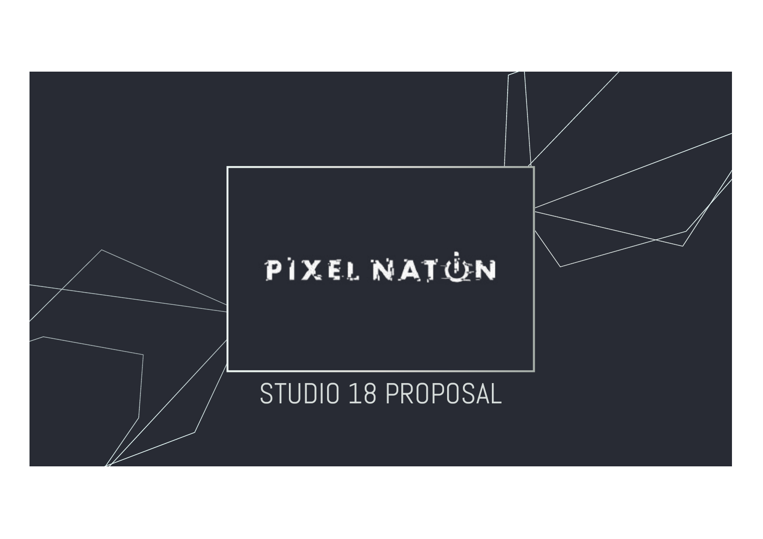# PIXEL NATION

STUDIO 18 PROPOSAL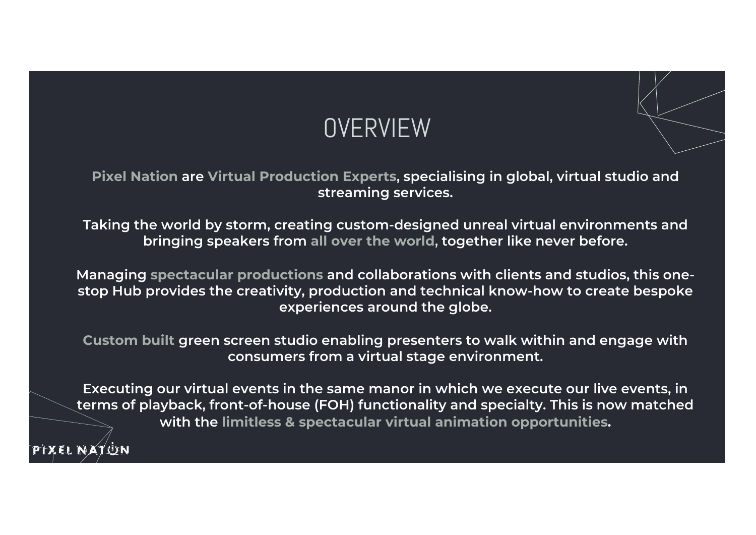# OVERVIEW

Pixel Nation are Virtual Production Experts, specialising in global, virtual studio and streaming services.

Taking the world by storm, creating custom-designed unreal virtual environments and bringing speakers from all over the world, together like never before.

Managing spectacular productions and collaborations with clients and studios, this one-stop Hub provides the creativity, production and technical know-how to create bespoke experiences around the globe.

Custom built green screen studio enabling presenters to walk within and engage with consumers from a virtual stage environment.

Executing our virtual events in the same manor in which we execute our live events, in terms of playback, front-of-house (FOH) functionality and specialty. This is now matched with the limitless & spectacular virtual animation opportunities.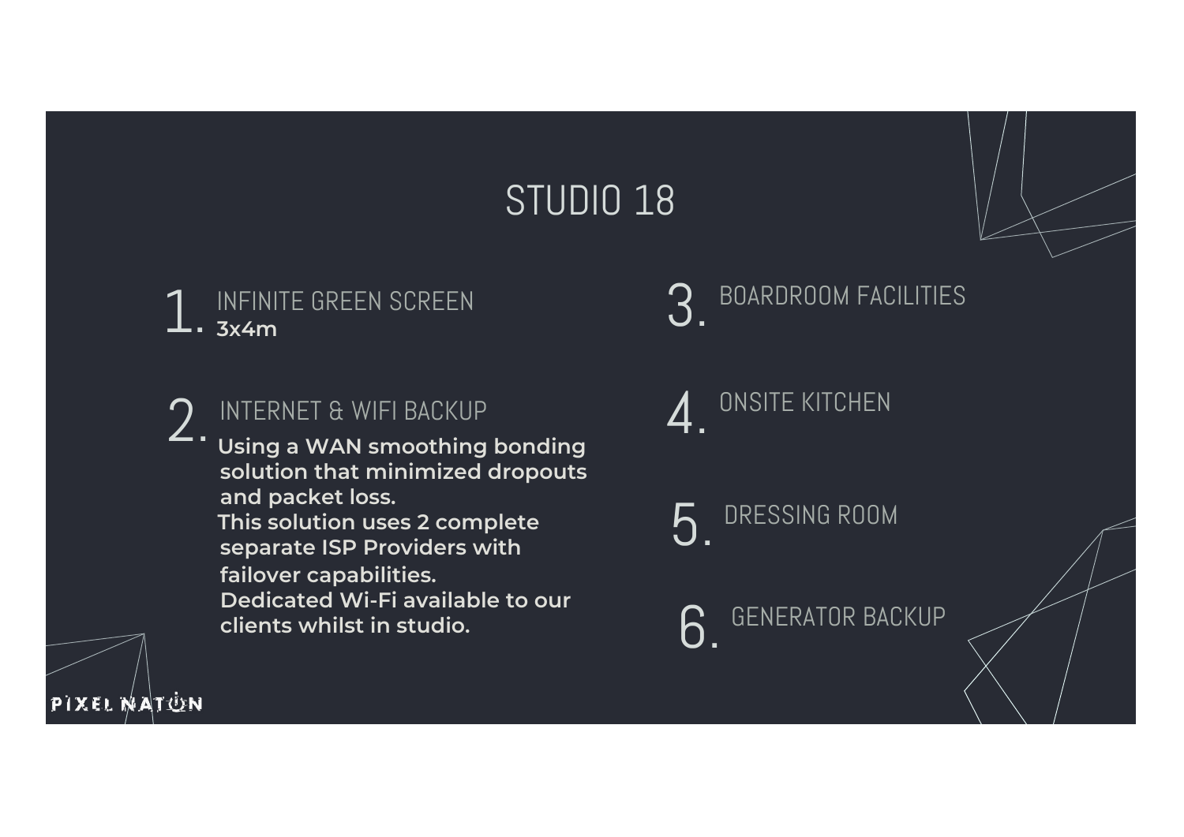# STUDIO 18

1. INFINITE GREEN SCREEN
   **3x4m**

2. INTERNET & WIFI BACKUP
   **Using a WAN smoothing bonding solution that minimized dropouts and packet loss.**
   **This solution uses 2 complete separate ISP Providers with failover capabilities.**
   **Dedicated Wi-Fi available to our clients whilst in studio.**

3. BOARDROOM FACILITIES

4. ONSITE KITCHEN

5. DRESSING ROOM

6. GENERATOR BACKUP

PIXEL NATION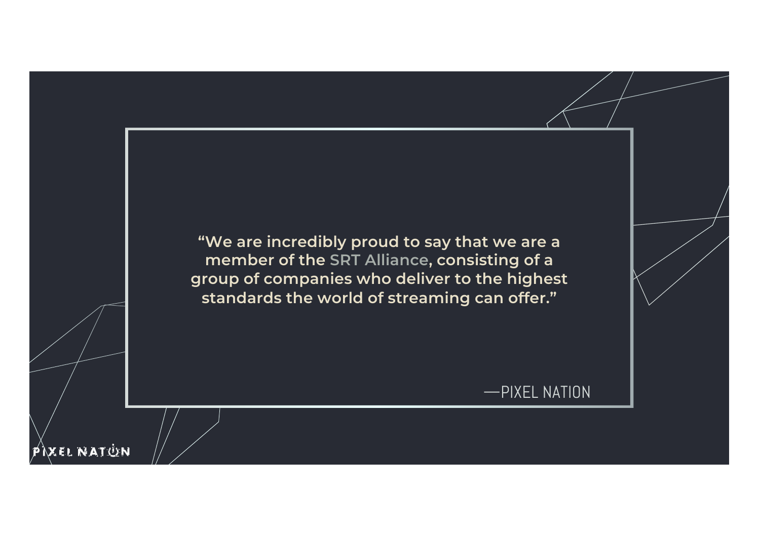> “We are incredibly proud to say that we are a member of the SRT Alliance, consisting of a group of companies who deliver to the highest standards the world of streaming can offer.”
>
> —PIXEL NATION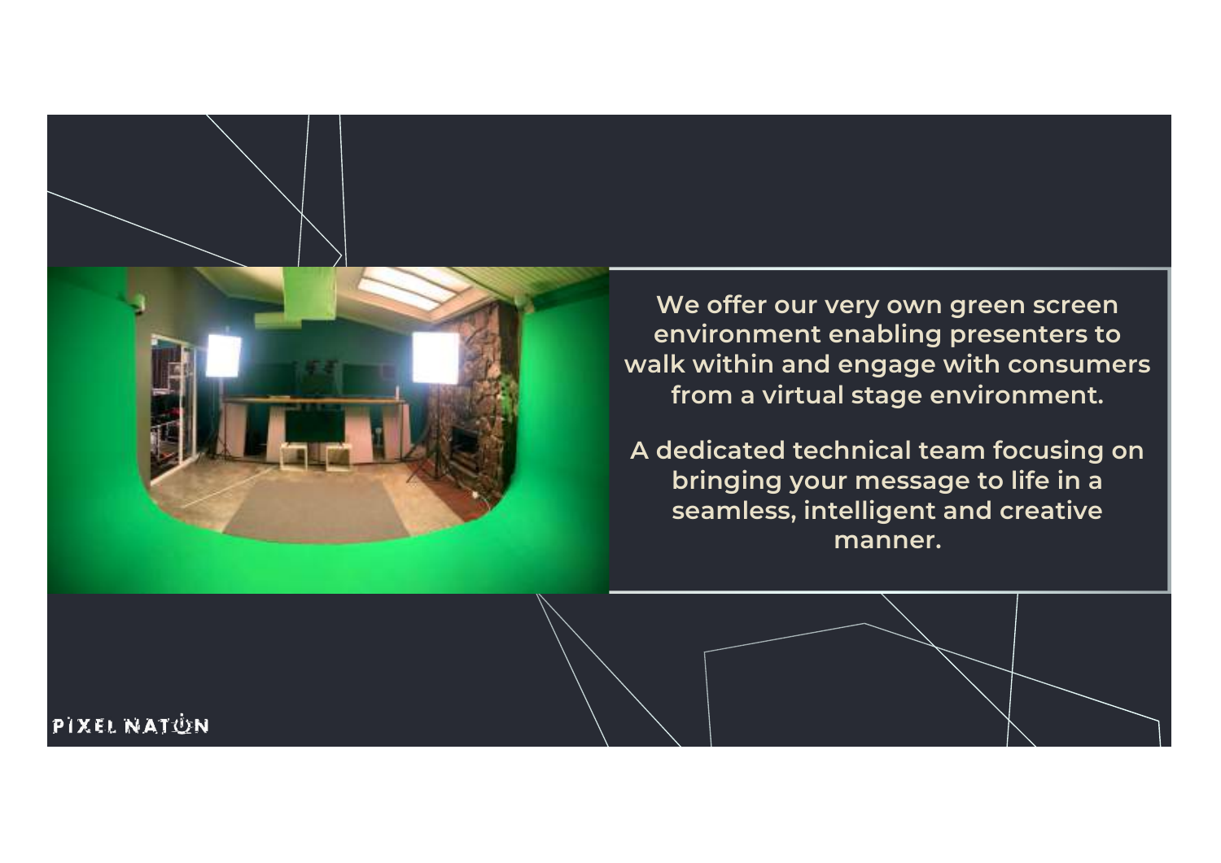We offer our very own green screen environment enabling presenters to walk within and engage with consumers from a virtual stage environment.

A dedicated technical team focusing on bringing your message to life in a seamless, intelligent and creative manner.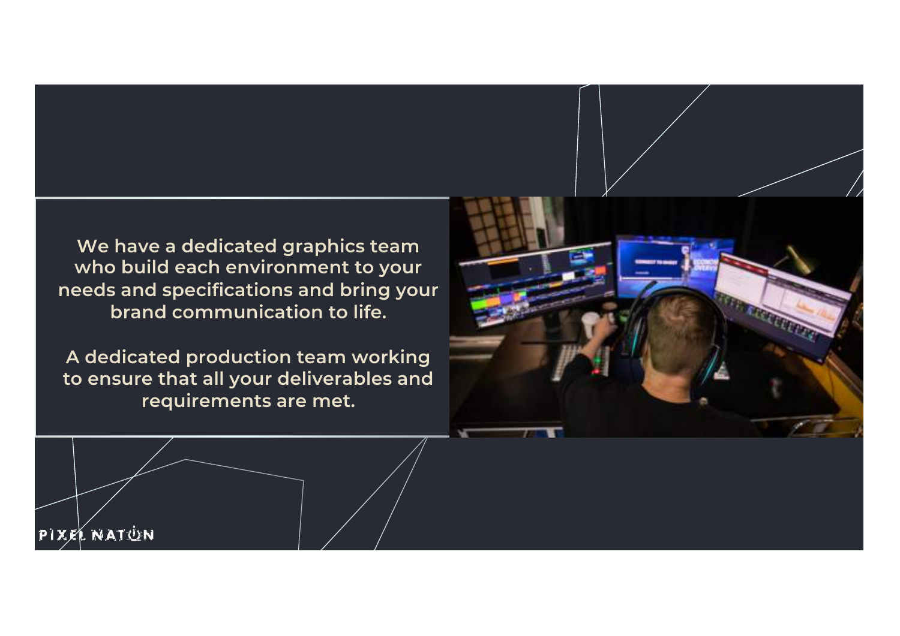We have a dedicated graphics team who build each environment to your needs and specifications and bring your brand communication to life.

A dedicated production team working to ensure that all your deliverables and requirements are met.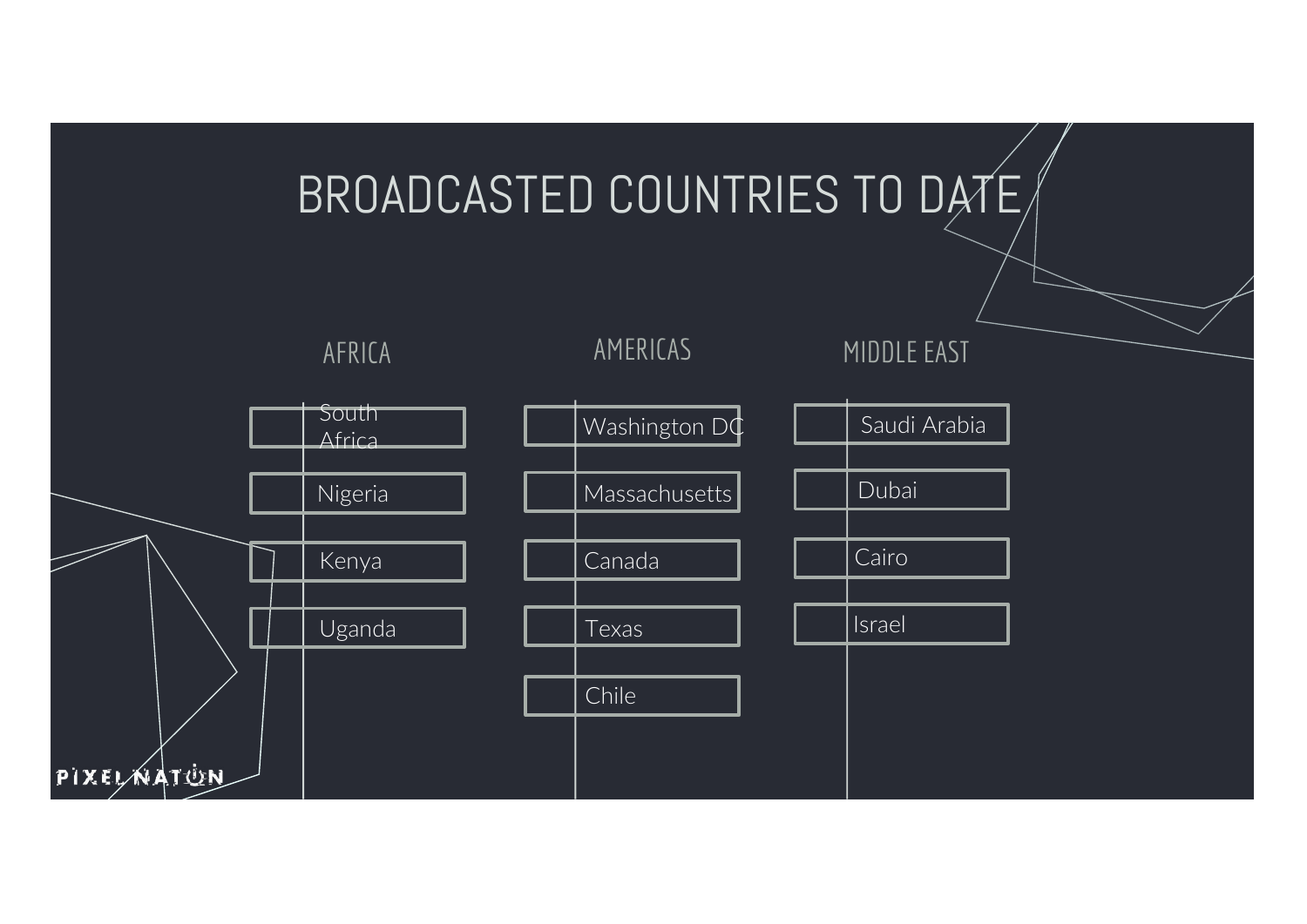# BROADCASTED COUNTRIES TO DATE

## AFRICA

- South Africa
- Nigeria
- Kenya
- Uganda

## AMERICAS

- Washington DC
- Massachusetts
- Canada
- Texas
- Chile

## MIDDLE EAST

- Saudi Arabia
- Dubai
- Cairo
- Israel

PIXEL NATION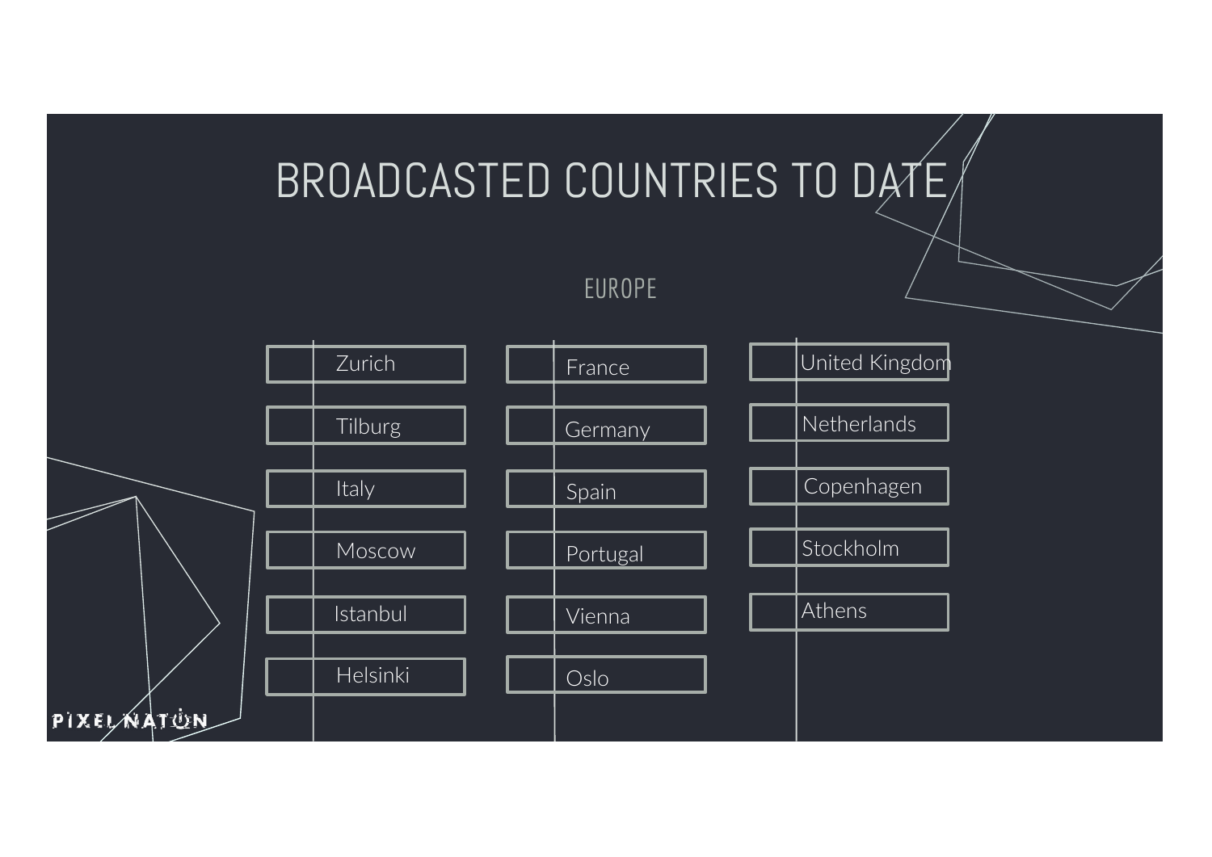# BROADCASTED COUNTRIES TO DATE

## EUROPE

- Zurich
- Tilburg
- Italy
- Moscow
- Istanbul
- Helsinki
- France
- Germany
- Spain
- Portugal
- Vienna
- Oslo
- United Kingdom
- Netherlands
- Copenhagen
- Stockholm
- Athens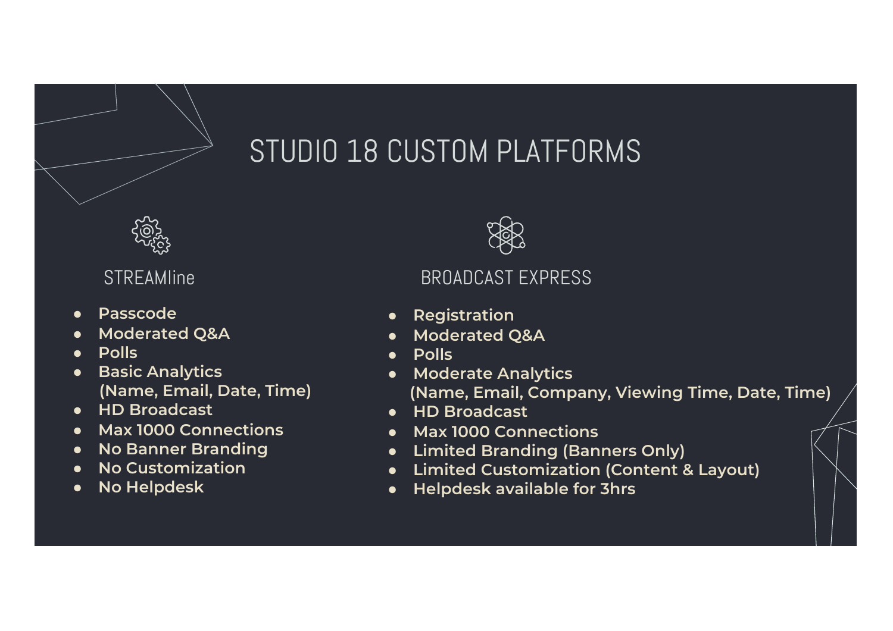# STUDIO 18 CUSTOM PLATFORMS

## STREAMline

- Passcode
- Moderated Q&A
- Polls
- Basic Analytics (Name, Email, Date, Time)
- HD Broadcast
- Max 1000 Connections
- No Banner Branding
- No Customization
- No Helpdesk

## BROADCAST EXPRESS

- Registration
- Moderated Q&A
- Polls
- Moderate Analytics (Name, Email, Company, Viewing Time, Date, Time)
- HD Broadcast
- Max 1000 Connections
- Limited Branding (Banners Only)
- Limited Customization (Content & Layout)
- Helpdesk available for 3hrs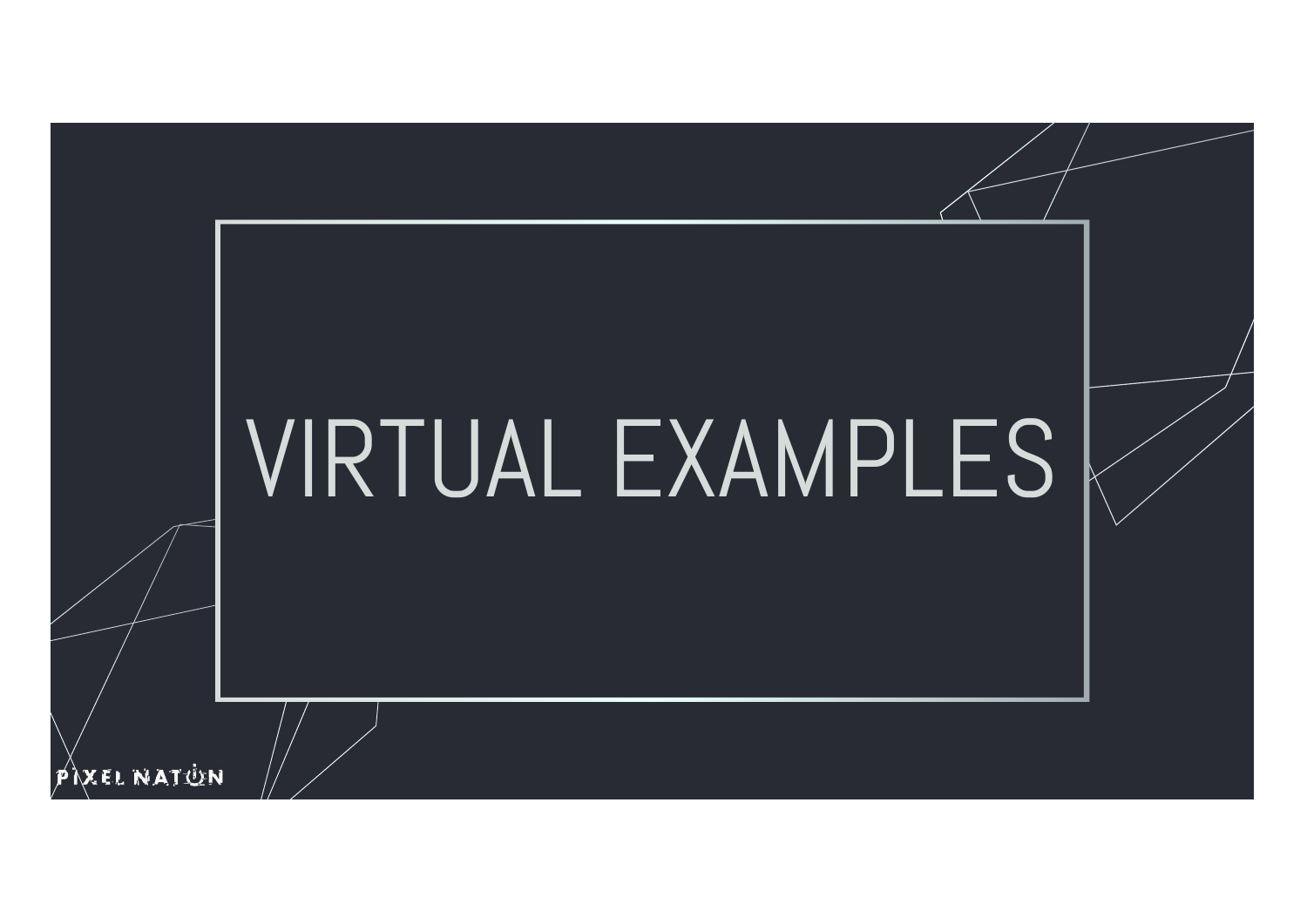# VIRTUAL EXAMPLES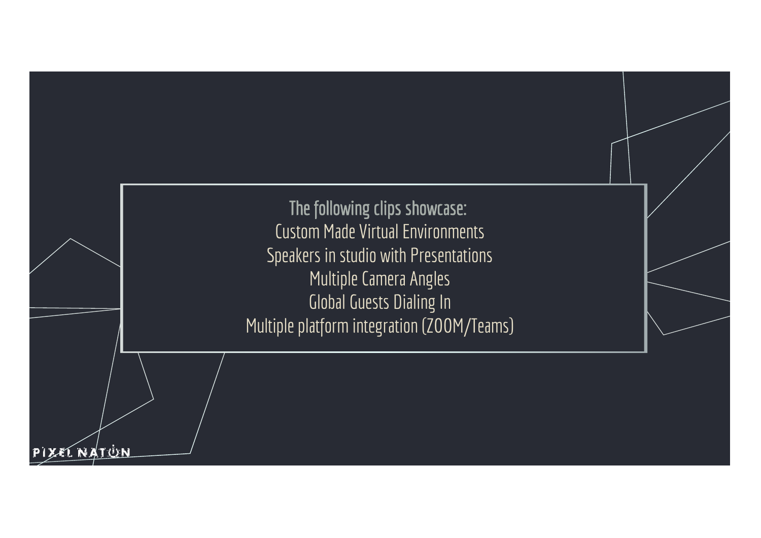The following clips showcase:

Custom Made Virtual Environments

Speakers in studio with Presentations

Multiple Camera Angles

Global Guests Dialing In

Multiple platform integration (ZOOM/Teams)

PIXEL NATION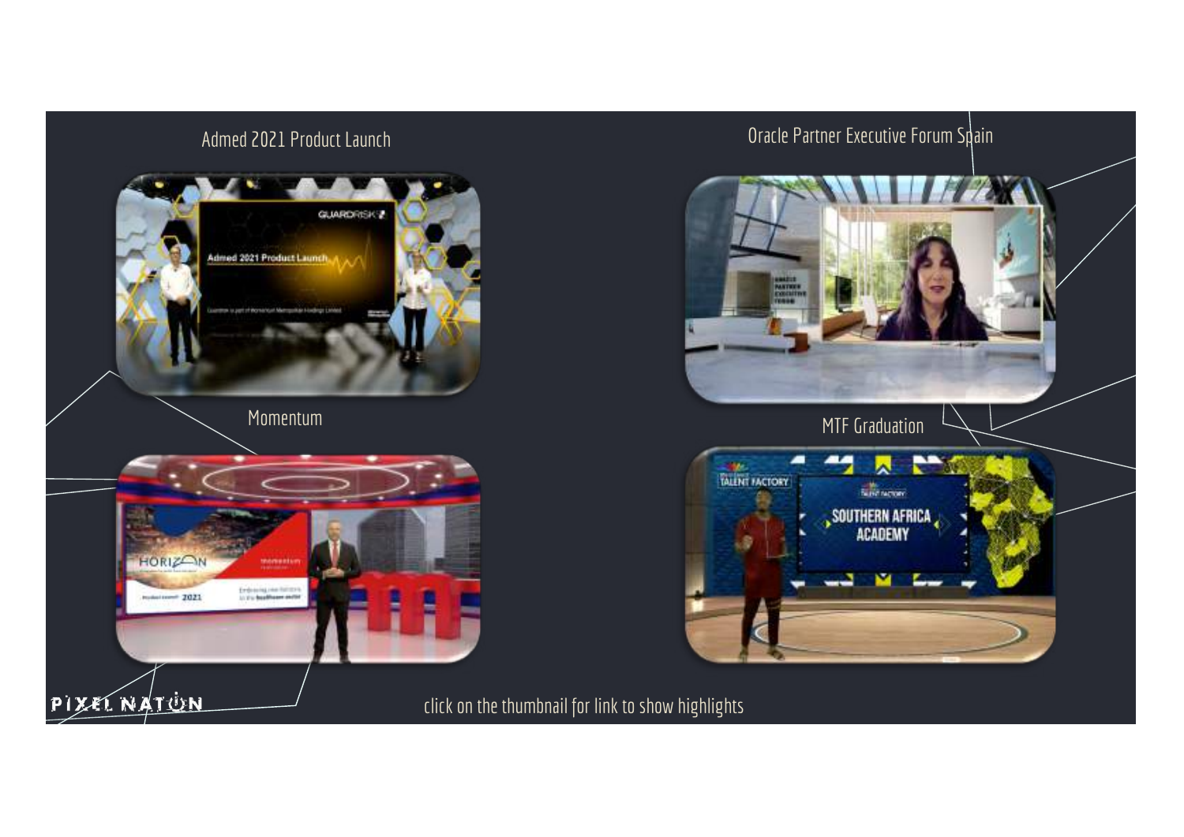Admed 2021 Product Launch

Oracle Partner Executive Forum Spain

Momentum

MTF Graduation

PIXEL NATION

click on the thumbnail for link to show highlights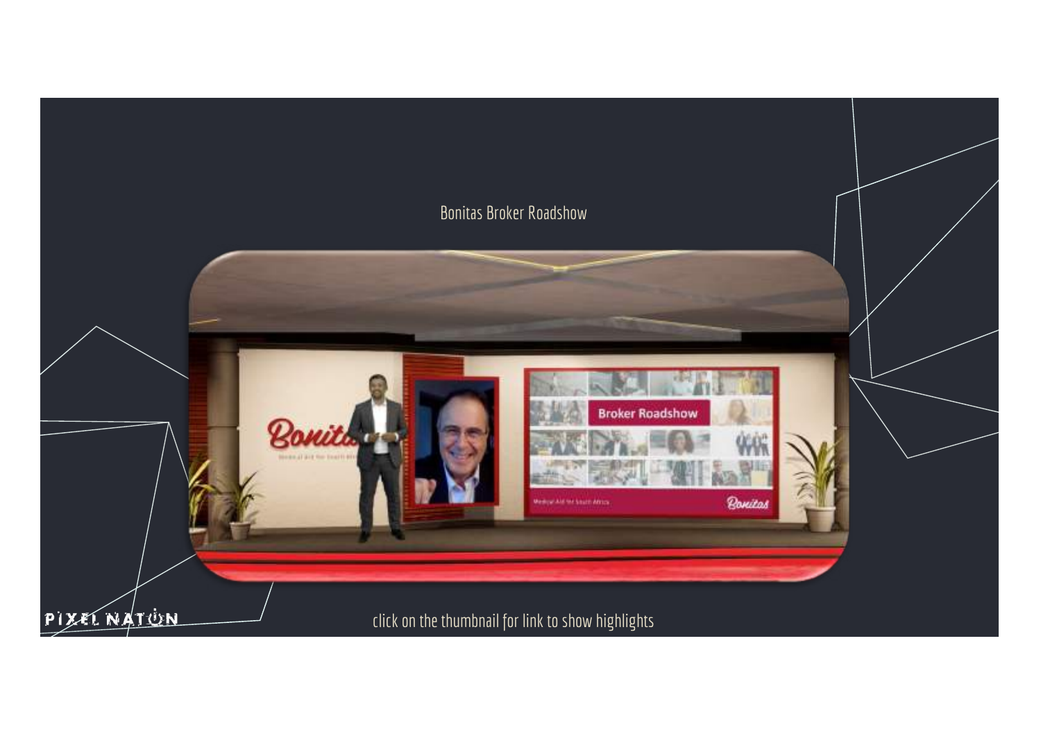Bonitas Broker Roadshow

click on the thumbnail for link to show highlights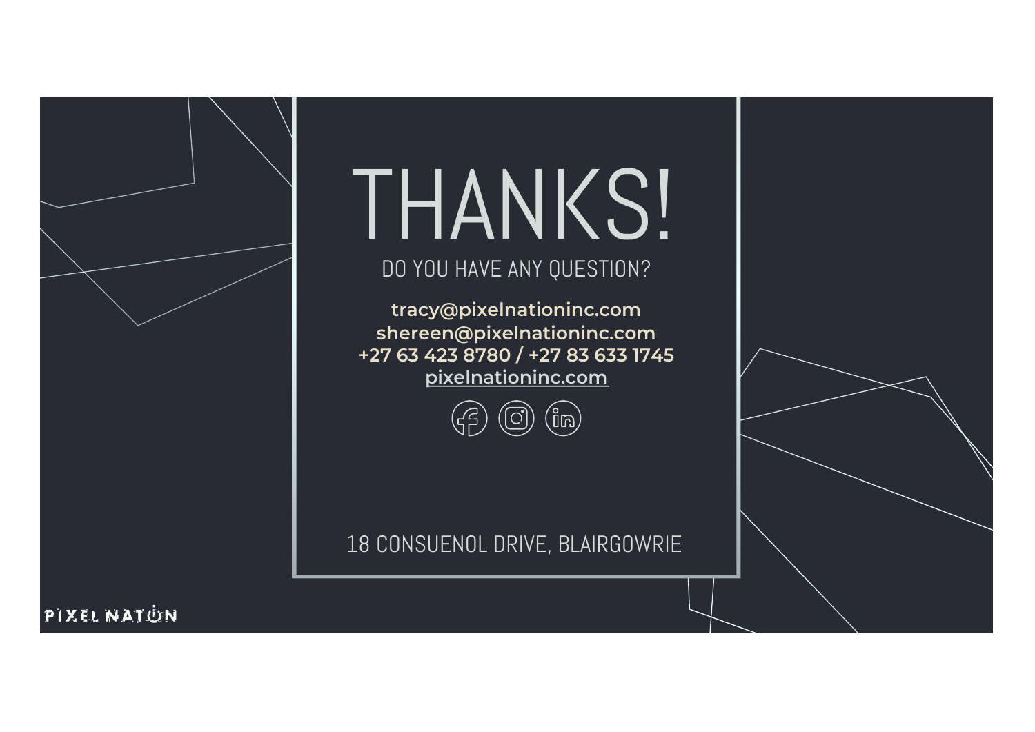# THANKS!

DO YOU HAVE ANY QUESTION?

**tracy@pixelnationinc.com**
**shereen@pixelnationinc.com**
**+27 63 423 8780 / +27 83 633 1745**
**pixelnationinc.com**

18 CONSUENOL DRIVE, BLAIRGOWRIE

PIXEL NATION